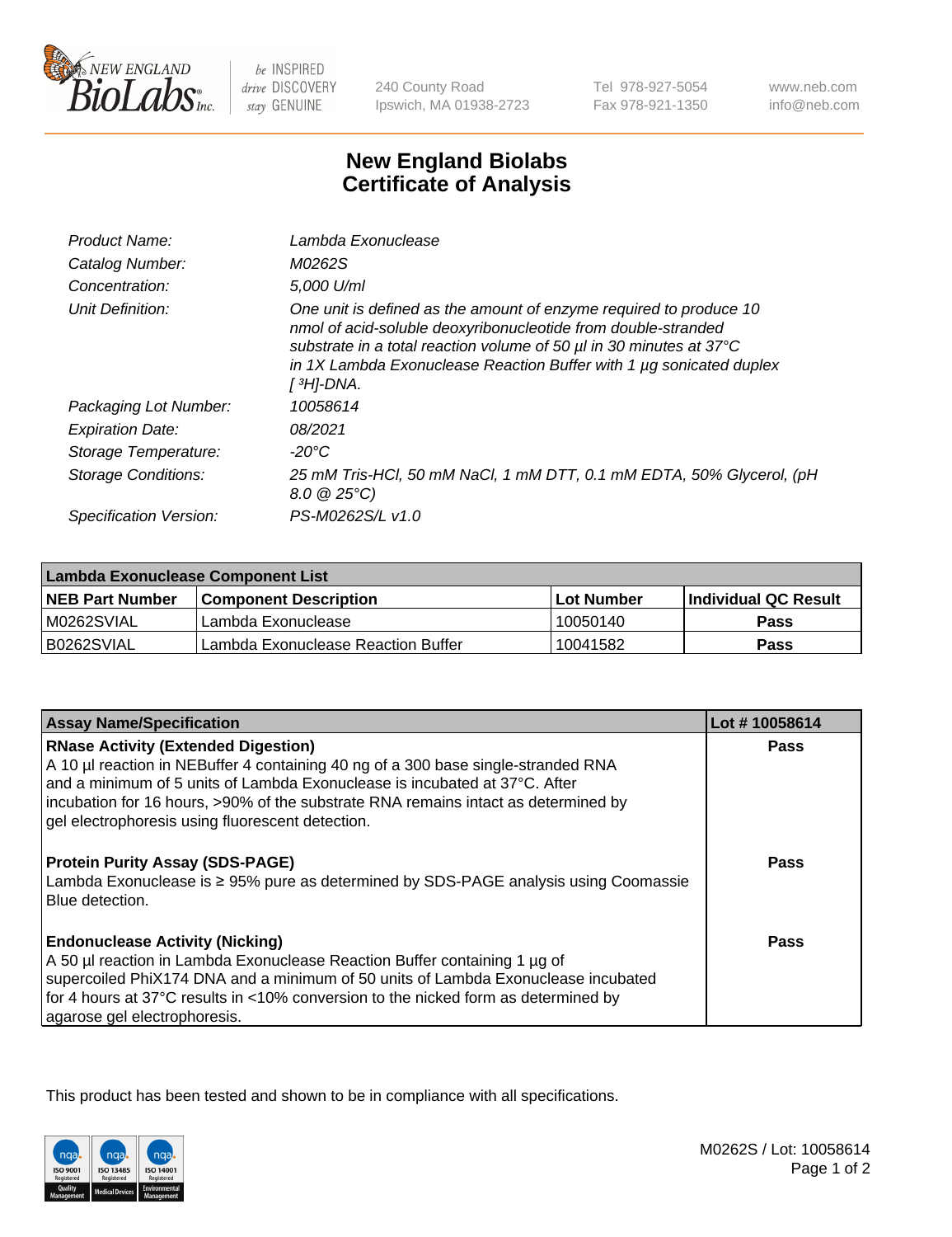New England BioLabs Inc. — be INSPIRED drive DISCOVERY stay GENUINE

240 County Road
Ipswich, MA 01938-2723

Tel 978-927-5054
Fax 978-921-1350

www.neb.com
info@neb.com

# New England Biolabs Certificate of Analysis

| | |
|---|---|
| *Product Name:* | *Lambda Exonuclease* |
| *Catalog Number:* | *M0262S* |
| *Concentration:* | *5,000 U/ml* |
| *Unit Definition:* | *One unit is defined as the amount of enzyme required to produce 10 nmol of acid-soluble deoxyribonucleotide from double-stranded substrate in a total reaction volume of 50 µl in 30 minutes at 37°C in 1X Lambda Exonuclease Reaction Buffer with 1 µg sonicated duplex [ $^3$H]-DNA.* |
| *Packaging Lot Number:* | *10058614* |
| *Expiration Date:* | *08/2021* |
| *Storage Temperature:* | *-20°C* |
| *Storage Conditions:* | *25 mM Tris-HCl, 50 mM NaCl, 1 mM DTT, 0.1 mM EDTA, 50% Glycerol, (pH 8.0 @ 25°C)* |
| *Specification Version:* | *PS-M0262S/L v1.0* |

| Lambda Exonuclease Component List | | | |
|---|---|---|---|
| **NEB Part Number** | **Component Description** | **Lot Number** | **Individual QC Result** |
| M0262SVIAL | Lambda Exonuclease | 10050140 | **Pass** |
| B0262SVIAL | Lambda Exonuclease Reaction Buffer | 10041582 | **Pass** |

| Assay Name/Specification | Lot # 10058614 |
|---|---|
| **RNase Activity (Extended Digestion)**<br>A 10 µl reaction in NEBuffer 4 containing 40 ng of a 300 base single-stranded RNA and a minimum of 5 units of Lambda Exonuclease is incubated at 37°C. After incubation for 16 hours, >90% of the substrate RNA remains intact as determined by gel electrophoresis using fluorescent detection. | **Pass** |
| **Protein Purity Assay (SDS-PAGE)**<br>Lambda Exonuclease is ≥ 95% pure as determined by SDS-PAGE analysis using Coomassie Blue detection. | **Pass** |
| **Endonuclease Activity (Nicking)**<br>A 50 µl reaction in Lambda Exonuclease Reaction Buffer containing 1 µg of supercoiled PhiX174 DNA and a minimum of 50 units of Lambda Exonuclease incubated for 4 hours at 37°C results in <10% conversion to the nicked form as determined by agarose gel electrophoresis. | **Pass** |

This product has been tested and shown to be in compliance with all specifications.

M0262S / Lot: 10058614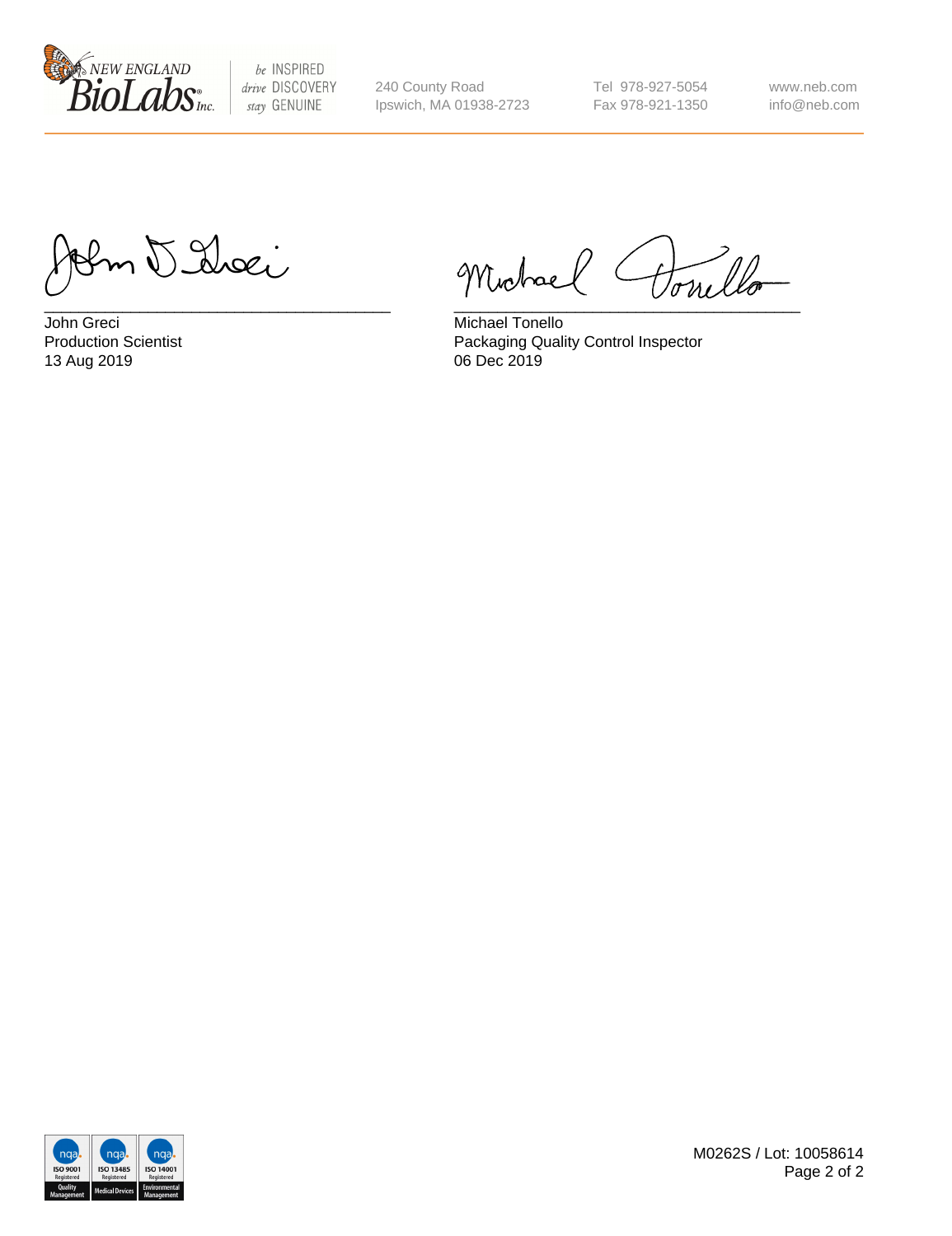New England BioLabs Inc. — be INSPIRED drive DISCOVERY stay GENUINE

240 County Road
Ipswich, MA 01938-2723

Tel 978-927-5054
Fax 978-921-1350

www.neb.com
info@neb.com

______________________________________
John Greci
Production Scientist
13 Aug 2019

______________________________________
Michael Tonello
Packaging Quality Control Inspector
06 Dec 2019

nqa ISO 9001 Registered Quality Management | nqa ISO 13485 Registered Medical Devices | nqa ISO 14001 Registered Environmental Management

M0262S / Lot: 10058614